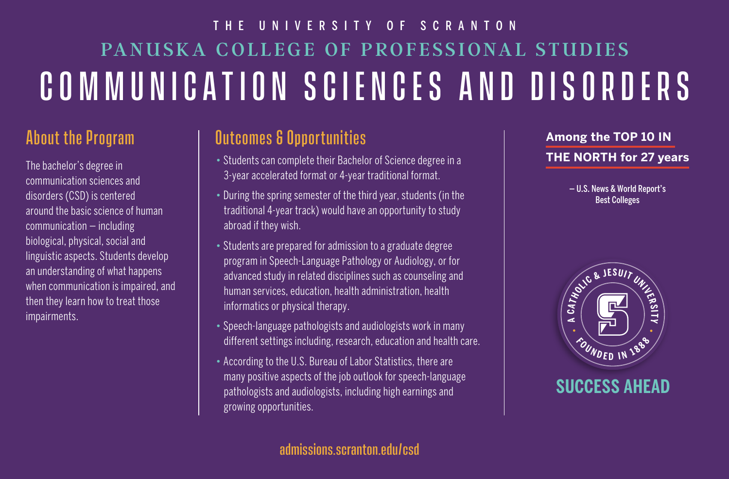THE UNIVERSITY OF SCRANTON

PANUSKA COLLEGE OF PROFESSIONAL STUDIES

# COMMUNICATION SCIENCES AND DISORDERS

## About the Program

The bachelor's degree in communication sciences and disorders (CSD) is centered around the basic science of human communication – including biological, physical, social and linguistic aspects. Students develop an understanding of what happens when communication is impaired, and then they learn how to treat those impairments.

## Outcomes & Opportunities

- Students can complete their Bachelor of Science degree in a 3-year accelerated format or 4-year traditional format.
- During the spring semester of the third year, students (in the traditional 4-year track) would have an opportunity to study abroad if they wish.
- Students are prepared for admission to a graduate degree program in Speech-Language Pathology or Audiology, or for advanced study in related disciplines such as counseling and human services, education, health administration, health informatics or physical therapy.
- Speech-language pathologists and audiologists work in many different settings including, research, education and health care.
- According to the U.S. Bureau of Labor Statistics, there are many positive aspects of the job outlook for speech-language pathologists and audiologists, including high earnings and growing opportunities.

**Among the TOP 10 IN THE NORTH for 27 years**

– U.S. News & World Report's Best Colleges

A CATHOLIC & JESUIT UNIVERSITY • FOUNDED IN 1888 •

**SUCCESS AHEAD**

admissions.scranton.edu/csd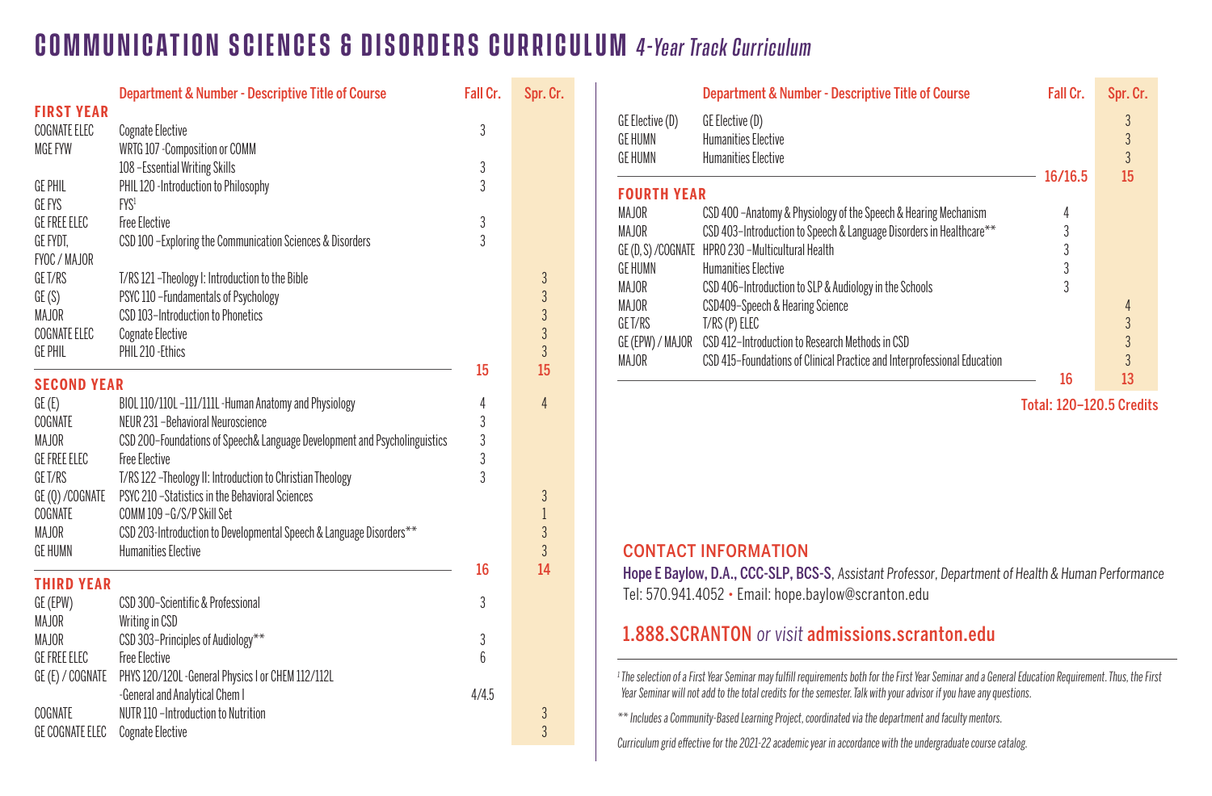# COMMUNICATION SCIENCES & DISORDERS CURRICULUM *4-Year Track Curriculum*

| | Department & Number - Descriptive Title of Course | Fall Cr. | Spr. Cr. |
|---|---|---|---|
| **FIRST YEAR** | | | |
| COGNATE ELEC | Cognate Elective | 3 | |
| MGE FYW | WRTG 107 -Composition or COMM 108 –Essential Writing Skills | 3 | |
| GE PHIL | PHIL 120 -Introduction to Philosophy | 3 | |
| GE FYS | FYS[1] | | |
| GE FREE ELEC | Free Elective | 3 | |
| GE FYDT, FYOC / MAJOR | CSD 100 –Exploring the Communication Sciences & Disorders | 3 | |
| GE T/RS | T/RS 121 –Theology I: Introduction to the Bible | | 3 |
| GE (S) | PSYC 110 –Fundamentals of Psychology | | 3 |
| MAJOR | CSD 103–Introduction to Phonetics | | 3 |
| COGNATE ELEC | Cognate Elective | | 3 |
| GE PHIL | PHIL 210 -Ethics | | 3 |
| | | **15** | **15** |
| **SECOND YEAR** | | | |
| GE (E) | BIOL 110/110L –111/111L -Human Anatomy and Physiology | 4 | 4 |
| COGNATE | NEUR 231 –Behavioral Neuroscience | 3 | |
| MAJOR | CSD 200–Foundations of Speech& Language Development and Psycholinguistics | 3 | |
| GE FREE ELEC | Free Elective | 3 | |
| GE T/RS | T/RS 122 –Theology II: Introduction to Christian Theology | 3 | |
| GE (Q) /COGNATE | PSYC 210 –Statistics in the Behavioral Sciences | | 3 |
| COGNATE | COMM 109 –G/S/P Skill Set | | 1 |
| MAJOR | CSD 203-Introduction to Developmental Speech & Language Disorders** | | 3 |
| GE HUMN | Humanities Elective | | 3 |
| | | **16** | **14** |
| **THIRD YEAR** | | | |
| GE (EPW) MAJOR | CSD 300–Scientific & Professional Writing in CSD | 3 | |
| MAJOR | CSD 303–Principles of Audiology** | 3 | |
| GE FREE ELEC | Free Elective | 6 | |
| GE (E) / COGNATE | PHYS 120/120L -General Physics I or CHEM 112/112L -General and Analytical Chem I | 4/4.5 | |
| COGNATE | NUTR 110 –Introduction to Nutrition | | 3 |
| GE COGNATE ELEC | Cognate Elective | | 3 |
| GE Elective (D) | GE Elective (D) | | 3 |
| GE HUMN | Humanities Elective | | 3 |
| GE HUMN | Humanities Elective | | 3 |
| | | **16/16.5** | **15** |
| **FOURTH YEAR** | | | |
| MAJOR | CSD 400 –Anatomy & Physiology of the Speech & Hearing Mechanism | 4 | |
| MAJOR | CSD 403–Introduction to Speech & Language Disorders in Healthcare** | 3 | |
| GE (D, S) /COGNATE | HPRO 230 –Multicultural Health | 3 | |
| GE HUMN | Humanities Elective | 3 | |
| MAJOR | CSD 406–Introduction to SLP & Audiology in the Schools | 3 | |
| MAJOR | CSD409–Speech & Hearing Science | | 4 |
| GE T/RS | T/RS (P) ELEC | | 3 |
| GE (EPW) / MAJOR | CSD 412–Introduction to Research Methods in CSD | | 3 |
| MAJOR | CSD 415–Foundations of Clinical Practice and Interprofessional Education | | 3 |
| | | **16** | **13** |

**Total: 120–120.5 Credits**

## CONTACT INFORMATION

**Hope E Baylow, D.A., CCC-SLP, BCS-S**, *Assistant Professor, Department of Health & Human Performance*
Tel: 570.941.4052 • Email: hope.baylow@scranton.edu

## 1.888.SCRANTON *or visit* admissions.scranton.edu

*[1] The selection of a First Year Seminar may fulfill requirements both for the First Year Seminar and a General Education Requirement. Thus, the First Year Seminar will not add to the total credits for the semester. Talk with your advisor if you have any questions.*

*** Includes a Community-Based Learning Project, coordinated via the department and faculty mentors.*

*Curriculum grid effective for the 2021-22 academic year in accordance with the undergraduate course catalog.*